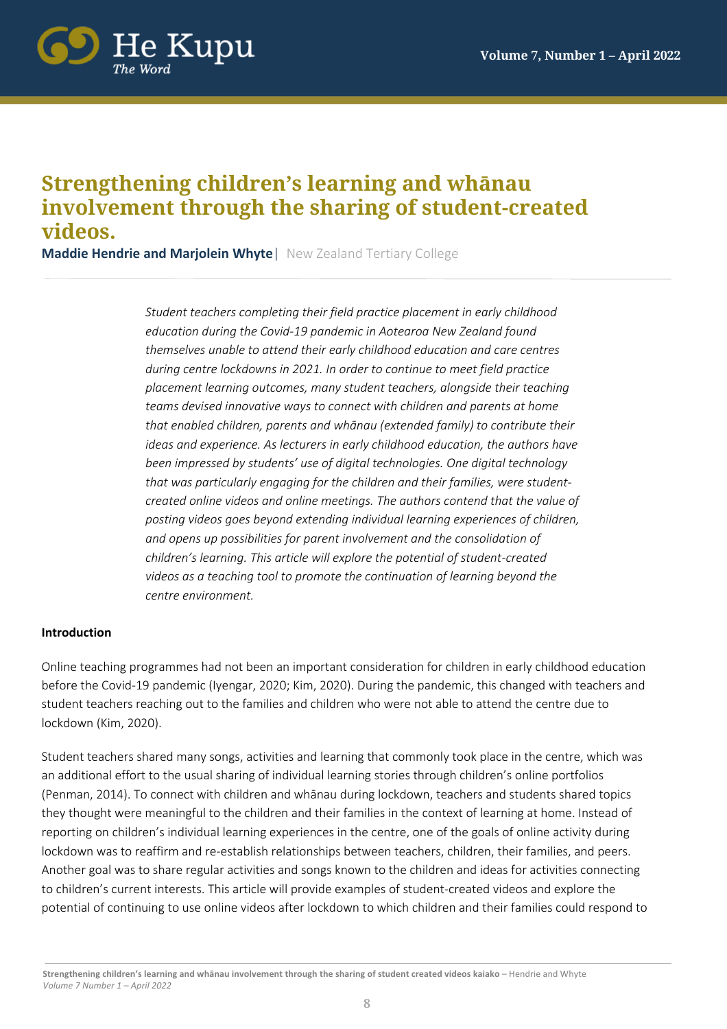# Strengthening children's learning and whānau involvement through the sharing of student-created videos.

**Maddie Hendrie and Marjolein Whyte** | New Zealand Tertiary College

*Student teachers completing their field practice placement in early childhood education during the Covid-19 pandemic in Aotearoa New Zealand found themselves unable to attend their early childhood education and care centres during centre lockdowns in 2021. In order to continue to meet field practice placement learning outcomes, many student teachers, alongside their teaching teams devised innovative ways to connect with children and parents at home that enabled children, parents and whānau (extended family) to contribute their ideas and experience. As lecturers in early childhood education, the authors have been impressed by students' use of digital technologies. One digital technology that was particularly engaging for the children and their families, were student-created online videos and online meetings. The authors contend that the value of posting videos goes beyond extending individual learning experiences of children, and opens up possibilities for parent involvement and the consolidation of children's learning. This article will explore the potential of student-created videos as a teaching tool to promote the continuation of learning beyond the centre environment.*

**Introduction**

Online teaching programmes had not been an important consideration for children in early childhood education before the Covid-19 pandemic (Iyengar, 2020; Kim, 2020). During the pandemic, this changed with teachers and student teachers reaching out to the families and children who were not able to attend the centre due to lockdown (Kim, 2020).

Student teachers shared many songs, activities and learning that commonly took place in the centre, which was an additional effort to the usual sharing of individual learning stories through children's online portfolios (Penman, 2014). To connect with children and whānau during lockdown, teachers and students shared topics they thought were meaningful to the children and their families in the context of learning at home. Instead of reporting on children's individual learning experiences in the centre, one of the goals of online activity during lockdown was to reaffirm and re-establish relationships between teachers, children, their families, and peers. Another goal was to share regular activities and songs known to the children and ideas for activities connecting to children's current interests. This article will provide examples of student-created videos and explore the potential of continuing to use online videos after lockdown to which children and their families could respond to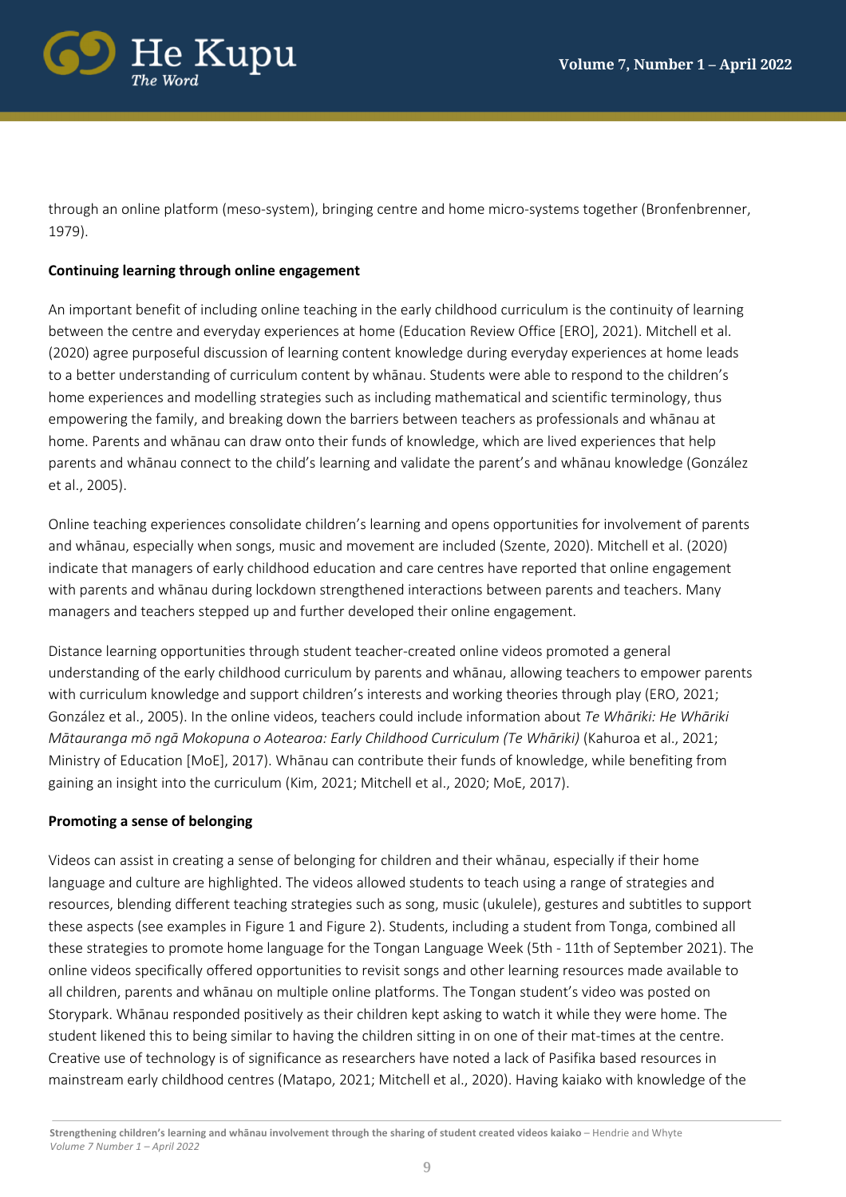through an online platform (meso-system), bringing centre and home micro-systems together (Bronfenbrenner, 1979).

### Continuing learning through online engagement

An important benefit of including online teaching in the early childhood curriculum is the continuity of learning between the centre and everyday experiences at home (Education Review Office [ERO], 2021). Mitchell et al. (2020) agree purposeful discussion of learning content knowledge during everyday experiences at home leads to a better understanding of curriculum content by whānau. Students were able to respond to the children's home experiences and modelling strategies such as including mathematical and scientific terminology, thus empowering the family, and breaking down the barriers between teachers as professionals and whānau at home. Parents and whānau can draw onto their funds of knowledge, which are lived experiences that help parents and whānau connect to the child's learning and validate the parent's and whānau knowledge (González et al., 2005).

Online teaching experiences consolidate children's learning and opens opportunities for involvement of parents and whānau, especially when songs, music and movement are included (Szente, 2020). Mitchell et al. (2020) indicate that managers of early childhood education and care centres have reported that online engagement with parents and whānau during lockdown strengthened interactions between parents and teachers. Many managers and teachers stepped up and further developed their online engagement.

Distance learning opportunities through student teacher-created online videos promoted a general understanding of the early childhood curriculum by parents and whānau, allowing teachers to empower parents with curriculum knowledge and support children's interests and working theories through play (ERO, 2021; González et al., 2005). In the online videos, teachers could include information about *Te Whāriki: He Whāriki Mātauranga mō ngā Mokopuna o Aotearoa: Early Childhood Curriculum (Te Whāriki)* (Kahuroa et al., 2021; Ministry of Education [MoE], 2017). Whānau can contribute their funds of knowledge, while benefiting from gaining an insight into the curriculum (Kim, 2021; Mitchell et al., 2020; MoE, 2017).

### Promoting a sense of belonging

Videos can assist in creating a sense of belonging for children and their whānau, especially if their home language and culture are highlighted. The videos allowed students to teach using a range of strategies and resources, blending different teaching strategies such as song, music (ukulele), gestures and subtitles to support these aspects (see examples in Figure 1 and Figure 2). Students, including a student from Tonga, combined all these strategies to promote home language for the Tongan Language Week (5th - 11th of September 2021). The online videos specifically offered opportunities to revisit songs and other learning resources made available to all children, parents and whānau on multiple online platforms. The Tongan student's video was posted on Storypark. Whānau responded positively as their children kept asking to watch it while they were home. The student likened this to being similar to having the children sitting in on one of their mat-times at the centre. Creative use of technology is of significance as researchers have noted a lack of Pasifika based resources in mainstream early childhood centres (Matapo, 2021; Mitchell et al., 2020). Having kaiako with knowledge of the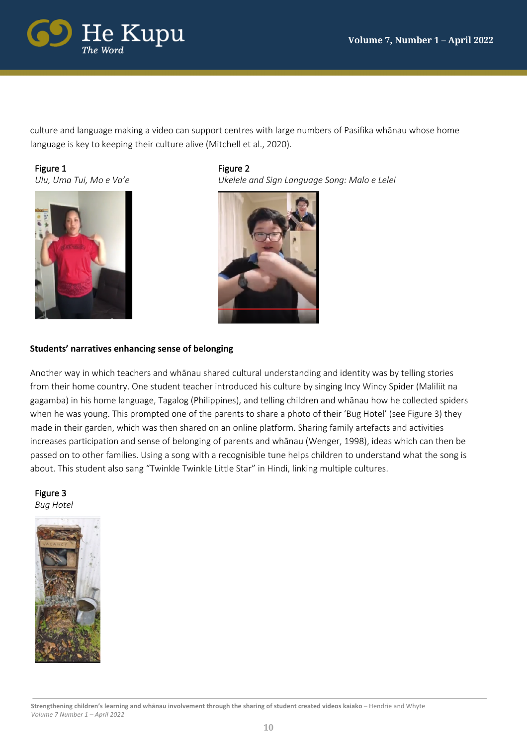culture and language making a video can support centres with large numbers of Pasifika whānau whose home language is key to keeping their culture alive (Mitchell et al., 2020).

Figure 1
*Ulu, Uma Tui, Mo e Va'e*

Figure 2
*Ukelele and Sign Language Song: Malo e Lelei*

**Students' narratives enhancing sense of belonging**

Another way in which teachers and whānau shared cultural understanding and identity was by telling stories from their home country. One student teacher introduced his culture by singing Incy Wincy Spider (Maliliit na gagamba) in his home language, Tagalog (Philippines), and telling children and whānau how he collected spiders when he was young. This prompted one of the parents to share a photo of their 'Bug Hotel' (see Figure 3) they made in their garden, which was then shared on an online platform. Sharing family artefacts and activities increases participation and sense of belonging of parents and whānau (Wenger, 1998), ideas which can then be passed on to other families. Using a song with a recognisible tune helps children to understand what the song is about. This student also sang "Twinkle Twinkle Little Star" in Hindi, linking multiple cultures.

Figure 3
*Bug Hotel*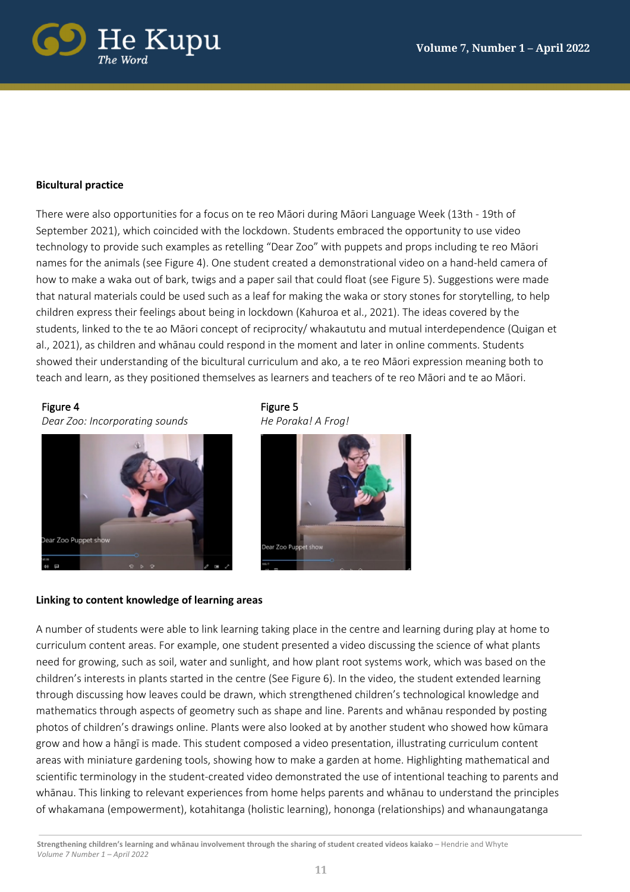**Bicultural practice**

There were also opportunities for a focus on te reo Māori during Māori Language Week (13th - 19th of September 2021), which coincided with the lockdown. Students embraced the opportunity to use video technology to provide such examples as retelling "Dear Zoo" with puppets and props including te reo Māori names for the animals (see Figure 4). One student created a demonstrational video on a hand-held camera of how to make a waka out of bark, twigs and a paper sail that could float (see Figure 5). Suggestions were made that natural materials could be used such as a leaf for making the waka or story stones for storytelling, to help children express their feelings about being in lockdown (Kahuroa et al., 2021). The ideas covered by the students, linked to the te ao Māori concept of reciprocity/ whakaututu and mutual interdependence (Quigan et al., 2021), as children and whānau could respond in the moment and later in online comments. Students showed their understanding of the bicultural curriculum and ako, a te reo Māori expression meaning both to teach and learn, as they positioned themselves as learners and teachers of te reo Māori and te ao Māori.

Figure 4

*Dear Zoo: Incorporating sounds*

Figure 5

*He Poraka! A Frog!*

**Linking to content knowledge of learning areas**

A number of students were able to link learning taking place in the centre and learning during play at home to curriculum content areas. For example, one student presented a video discussing the science of what plants need for growing, such as soil, water and sunlight, and how plant root systems work, which was based on the children's interests in plants started in the centre (See Figure 6). In the video, the student extended learning through discussing how leaves could be drawn, which strengthened children's technological knowledge and mathematics through aspects of geometry such as shape and line. Parents and whānau responded by posting photos of children's drawings online. Plants were also looked at by another student who showed how kūmara grow and how a hāngī is made. This student composed a video presentation, illustrating curriculum content areas with miniature gardening tools, showing how to make a garden at home. Highlighting mathematical and scientific terminology in the student-created video demonstrated the use of intentional teaching to parents and whānau. This linking to relevant experiences from home helps parents and whānau to understand the principles of whakamana (empowerment), kotahitanga (holistic learning), hononga (relationships) and whanaungatanga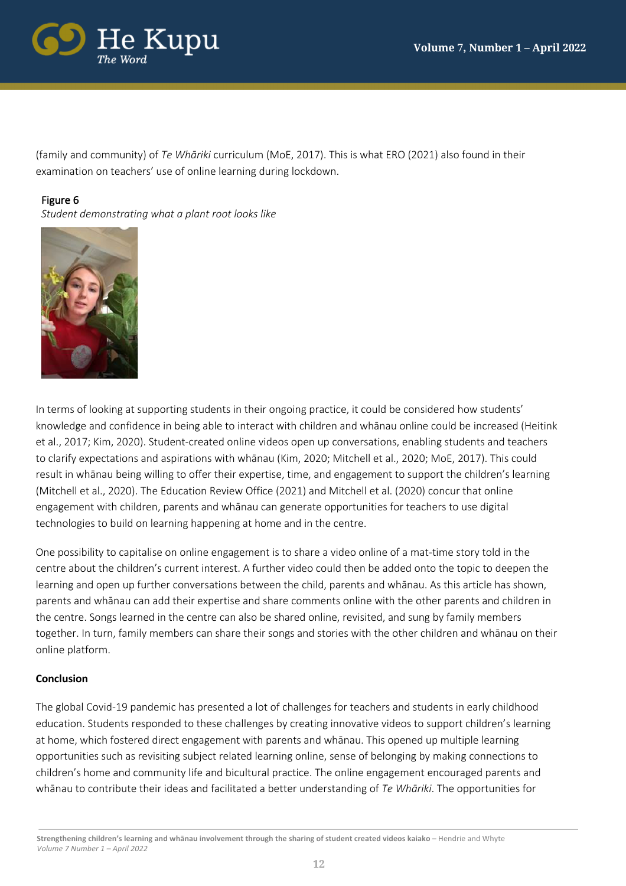(family and community) of *Te Whāriki* curriculum (MoE, 2017). This is what ERO (2021) also found in their examination on teachers' use of online learning during lockdown.

Figure 6
*Student demonstrating what a plant root looks like*

In terms of looking at supporting students in their ongoing practice, it could be considered how students' knowledge and confidence in being able to interact with children and whānau online could be increased (Heitink et al., 2017; Kim, 2020). Student-created online videos open up conversations, enabling students and teachers to clarify expectations and aspirations with whānau (Kim, 2020; Mitchell et al., 2020; MoE, 2017). This could result in whānau being willing to offer their expertise, time, and engagement to support the children's learning (Mitchell et al., 2020). The Education Review Office (2021) and Mitchell et al. (2020) concur that online engagement with children, parents and whānau can generate opportunities for teachers to use digital technologies to build on learning happening at home and in the centre.

One possibility to capitalise on online engagement is to share a video online of a mat-time story told in the centre about the children's current interest. A further video could then be added onto the topic to deepen the learning and open up further conversations between the child, parents and whānau. As this article has shown, parents and whānau can add their expertise and share comments online with the other parents and children in the centre. Songs learned in the centre can also be shared online, revisited, and sung by family members together. In turn, family members can share their songs and stories with the other children and whānau on their online platform.

**Conclusion**

The global Covid-19 pandemic has presented a lot of challenges for teachers and students in early childhood education. Students responded to these challenges by creating innovative videos to support children's learning at home, which fostered direct engagement with parents and whānau. This opened up multiple learning opportunities such as revisiting subject related learning online, sense of belonging by making connections to children's home and community life and bicultural practice. The online engagement encouraged parents and whānau to contribute their ideas and facilitated a better understanding of *Te Whāriki*. The opportunities for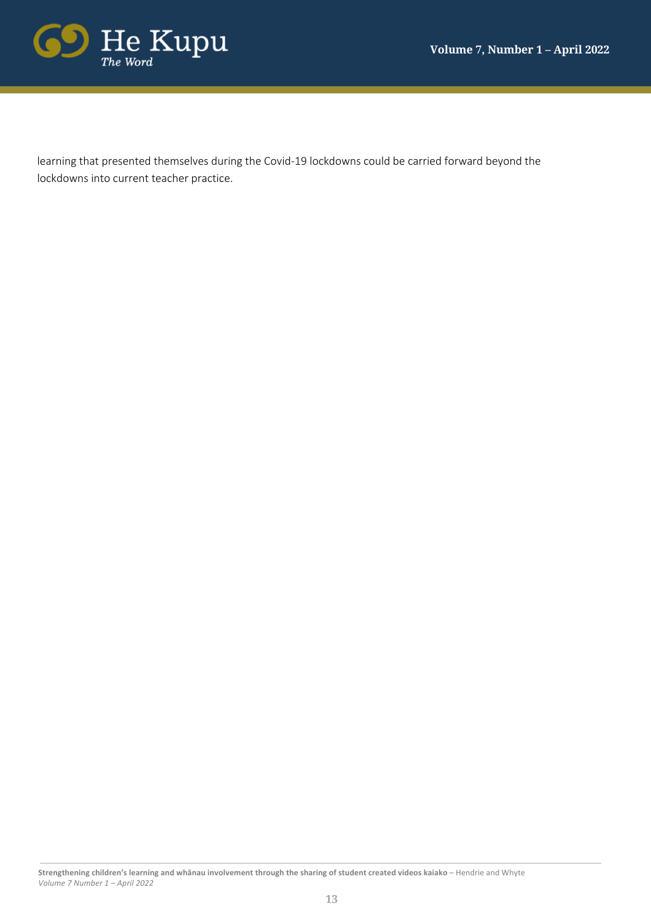learning that presented themselves during the Covid-19 lockdowns could be carried forward beyond the lockdowns into current teacher practice.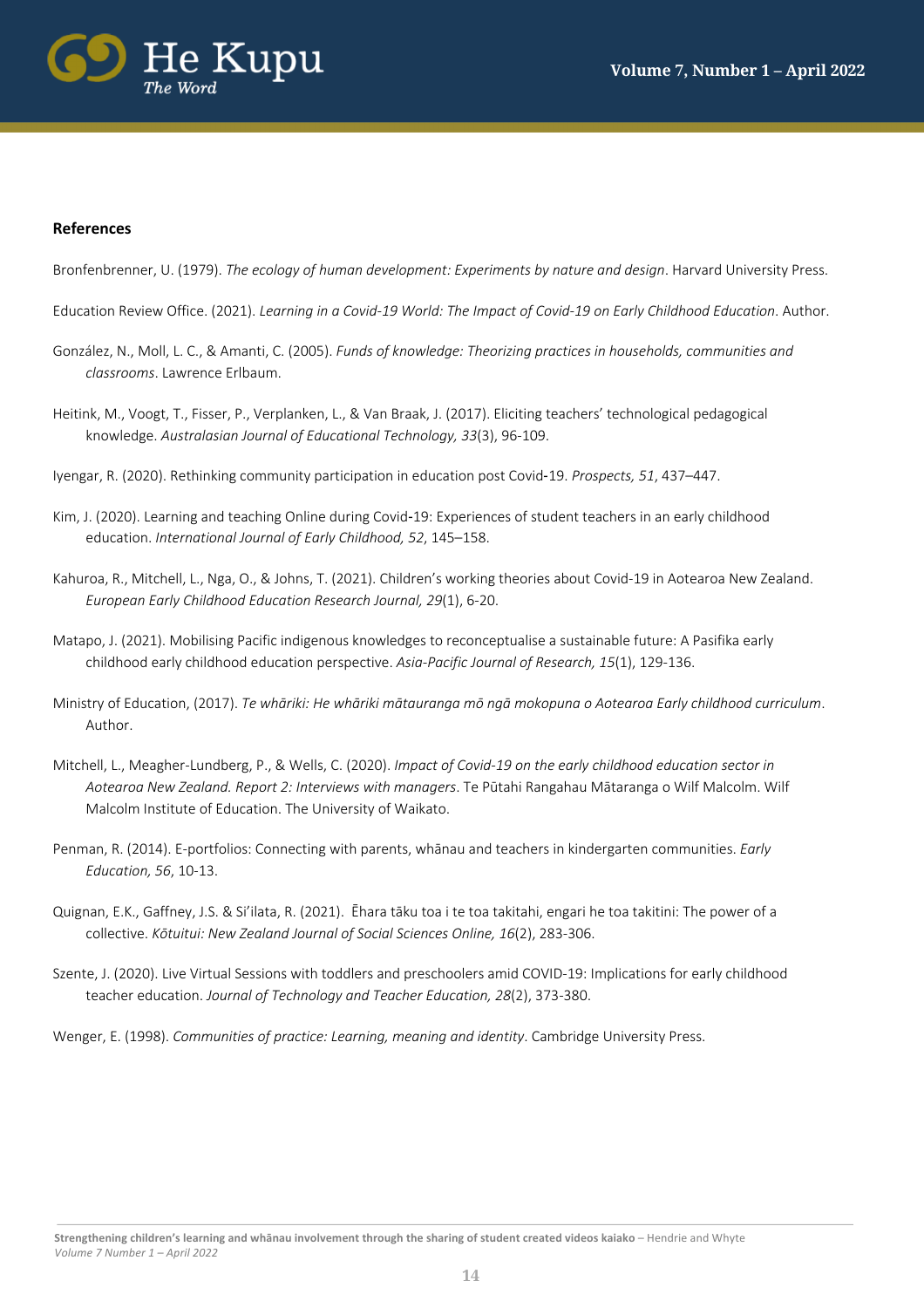**References**

Bronfenbrenner, U. (1979). *The ecology of human development: Experiments by nature and design*. Harvard University Press.

Education Review Office. (2021). *Learning in a Covid-19 World: The Impact of Covid-19 on Early Childhood Education*. Author.

González, N., Moll, L. C., & Amanti, C. (2005). *Funds of knowledge: Theorizing practices in households, communities and classrooms*. Lawrence Erlbaum.

Heitink, M., Voogt, T., Fisser, P., Verplanken, L., & Van Braak, J. (2017). Eliciting teachers' technological pedagogical knowledge. *Australasian Journal of Educational Technology, 33*(3), 96-109.

Iyengar, R. (2020). Rethinking community participation in education post Covid-19. *Prospects, 51*, 437–447.

Kim, J. (2020). Learning and teaching Online during Covid-19: Experiences of student teachers in an early childhood education. *International Journal of Early Childhood, 52*, 145–158.

Kahuroa, R., Mitchell, L., Nga, O., & Johns, T. (2021). Children's working theories about Covid-19 in Aotearoa New Zealand. *European Early Childhood Education Research Journal, 29*(1), 6-20.

Matapo, J. (2021). Mobilising Pacific indigenous knowledges to reconceptualise a sustainable future: A Pasifika early childhood early childhood education perspective. *Asia-Pacific Journal of Research, 15*(1), 129-136.

Ministry of Education, (2017). *Te whāriki: He whāriki mātauranga mō ngā mokopuna o Aotearoa Early childhood curriculum*. Author.

Mitchell, L., Meagher-Lundberg, P., & Wells, C. (2020). *Impact of Covid-19 on the early childhood education sector in Aotearoa New Zealand. Report 2: Interviews with managers*. Te Pūtahi Rangahau Mātaranga o Wilf Malcolm. Wilf Malcolm Institute of Education. The University of Waikato.

Penman, R. (2014). E-portfolios: Connecting with parents, whānau and teachers in kindergarten communities. *Early Education, 56*, 10-13.

Quignan, E.K., Gaffney, J.S. & Si'ilata, R. (2021). Ēhara tāku toa i te toa takitahi, engari he toa takitini: The power of a collective. *Kōtuitui: New Zealand Journal of Social Sciences Online, 16*(2), 283-306.

Szente, J. (2020). Live Virtual Sessions with toddlers and preschoolers amid COVID-19: Implications for early childhood teacher education. *Journal of Technology and Teacher Education, 28*(2), 373-380.

Wenger, E. (1998). *Communities of practice: Learning, meaning and identity*. Cambridge University Press.